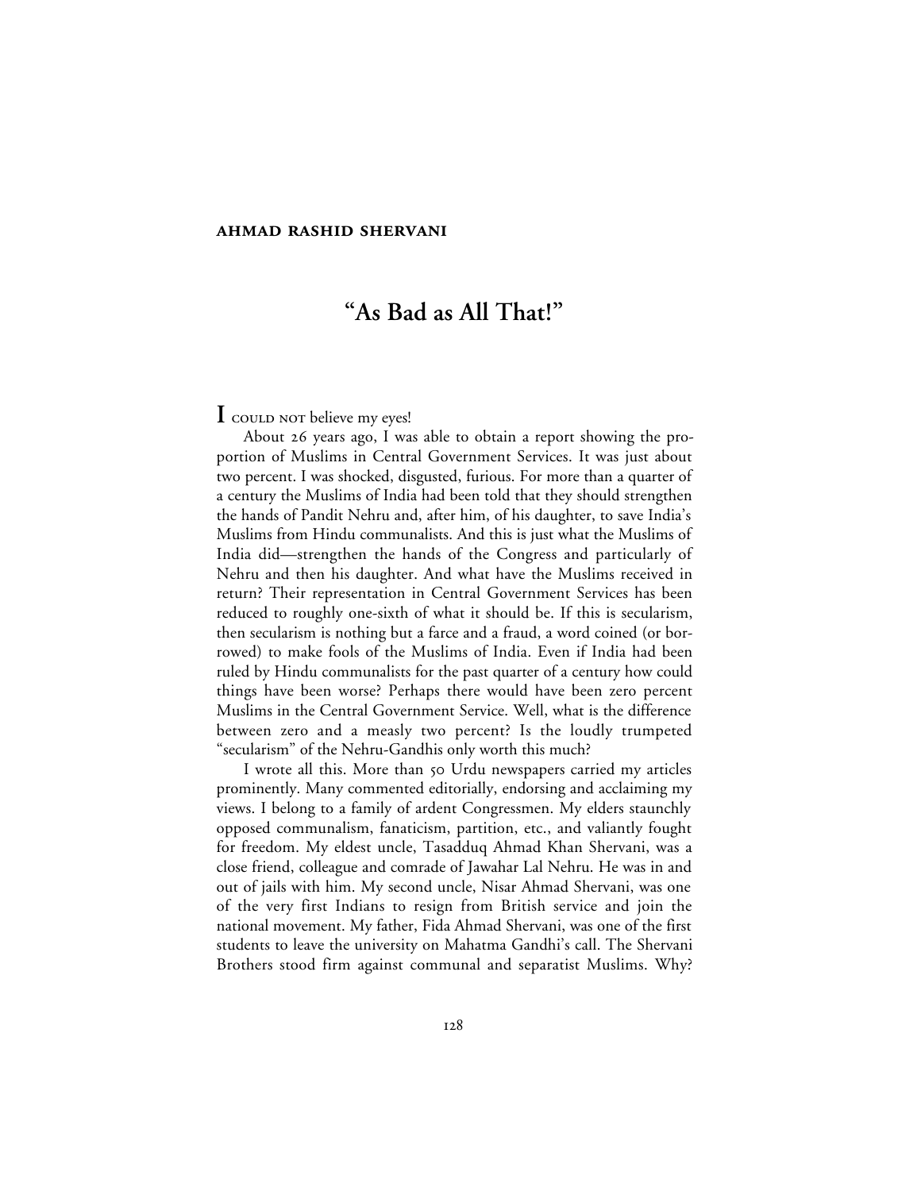**AHMAD RASHID SHERVANI**

# "As Bad as All That!"

I COULD NOT believe my eyes!

About 26 years ago, I was able to obtain a report showing the proportion of Muslims in Central Government Services. It was just about two percent. I was shocked, disgusted, furious. For more than a quarter of a century the Muslims of India had been told that they should strengthen the hands of Pandit Nehru and, after him, of his daughter, to save India's Muslims from Hindu communalists. And this is just what the Muslims of India did—strengthen the hands of the Congress and particularly of Nehru and then his daughter. And what have the Muslims received in return? Their representation in Central Government Services has been reduced to roughly one-sixth of what it should be. If this is secularism, then secularism is nothing but a farce and a fraud, a word coined (or borrowed) to make fools of the Muslims of India. Even if India had been ruled by Hindu communalists for the past quarter of a century how could things have been worse? Perhaps there would have been zero percent Muslims in the Central Government Service. Well, what is the difference between zero and a measly two percent? Is the loudly trumpeted "secularism" of the Nehru-Gandhis only worth this much?

I wrote all this. More than 50 Urdu newspapers carried my articles prominently. Many commented editorially, endorsing and acclaiming my views. I belong to a family of ardent Congressmen. My elders staunchly opposed communalism, fanaticism, partition, etc., and valiantly fought for freedom. My eldest uncle, Tasadduq Ahmad Khan Shervani, was a close friend, colleague and comrade of Jawahar Lal Nehru. He was in and out of jails with him. My second uncle, Nisar Ahmad Shervani, was one of the very first Indians to resign from British service and join the national movement. My father, Fida Ahmad Shervani, was one of the first students to leave the university on Mahatma Gandhi's call. The Shervani Brothers stood firm against communal and separatist Muslims. Why?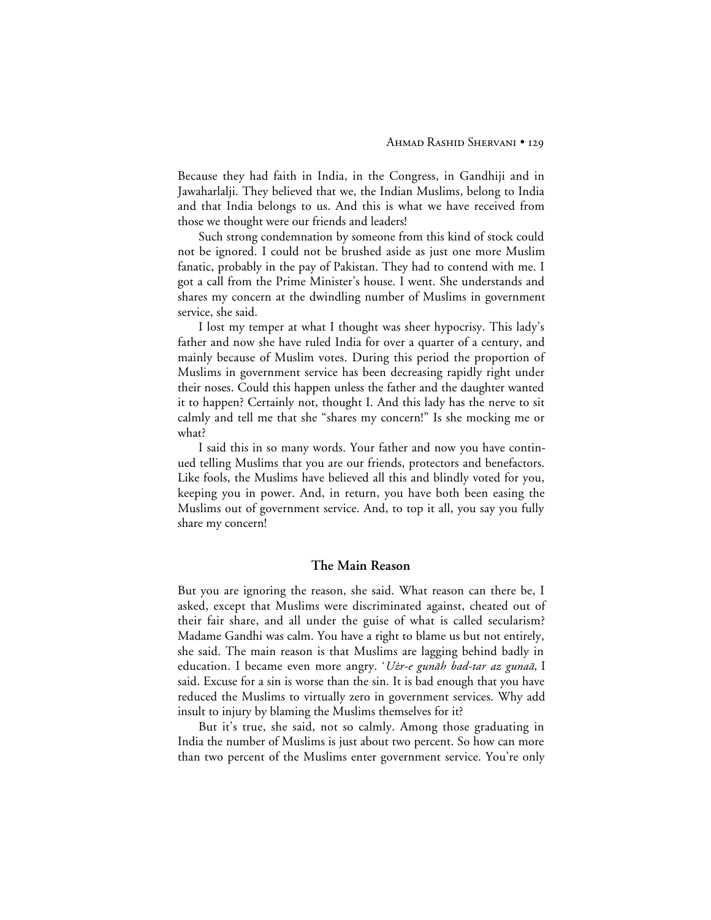Because they had faith in India, in the Congress, in Gandhiji and in Jawaharlalji. They believed that we, the Indian Muslims, belong to India and that India belongs to us. And this is what we have received from those we thought were our friends and leaders!

Such strong condemnation by someone from this kind of stock could not be ignored. I could not be brushed aside as just one more Muslim fanatic, probably in the pay of Pakistan. They had to contend with me. I got a call from the Prime Minister's house. I went. She understands and shares my concern at the dwindling number of Muslims in government service, she said.

I lost my temper at what I thought was sheer hypocrisy. This lady's father and now she have ruled India for over a quarter of a century, and mainly because of Muslim votes. During this period the proportion of Muslims in government service has been decreasing rapidly right under their noses. Could this happen unless the father and the daughter wanted it to happen? Certainly not, thought I. And this lady has the nerve to sit calmly and tell me that she "shares my concern!" Is she mocking me or what?

I said this in so many words. Your father and now you have continued telling Muslims that you are our friends, protectors and benefactors. Like fools, the Muslims have believed all this and blindly voted for you, keeping you in power. And, in return, you have both been easing the Muslims out of government service. And, to top it all, you say you fully share my concern!

### The Main Reason

But you are ignoring the reason, she said. What reason can there be, I asked, except that Muslims were discriminated against, cheated out of their fair share, and all under the guise of what is called secularism? Madame Gandhi was calm. You have a right to blame us but not entirely, she said. The main reason is that Muslims are lagging behind badly in education. I became even more angry. '*Uẕr-e gunāh bad-tar az gunaā*, I said. Excuse for a sin is worse than the sin. It is bad enough that you have reduced the Muslims to virtually zero in government services. Why add insult to injury by blaming the Muslims themselves for it?

But it's true, she said, not so calmly. Among those graduating in India the number of Muslims is just about two percent. So how can more than two percent of the Muslims enter government service. You're only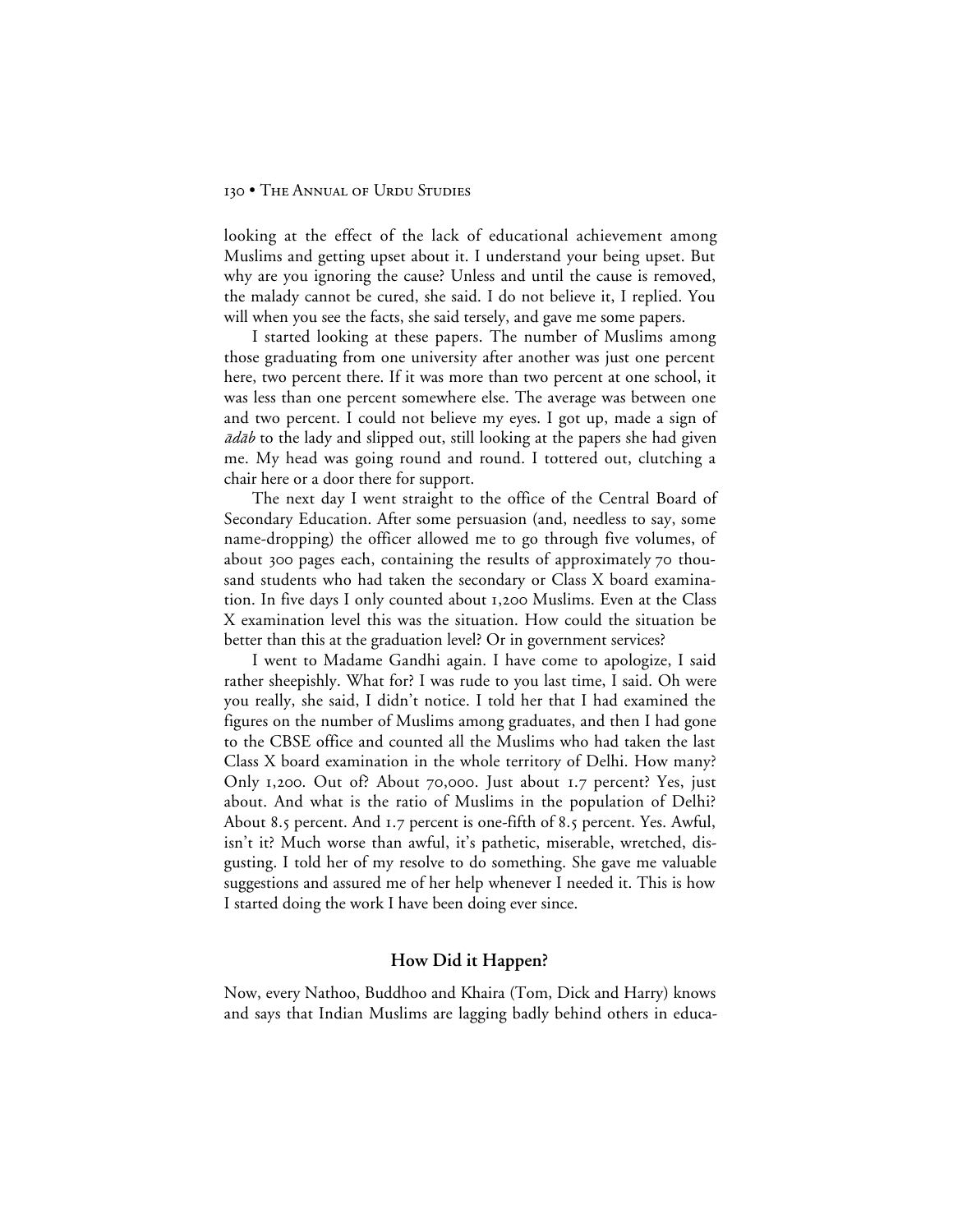looking at the effect of the lack of educational achievement among Muslims and getting upset about it. I understand your being upset. But why are you ignoring the cause? Unless and until the cause is removed, the malady cannot be cured, she said. I do not believe it, I replied. You will when you see the facts, she said tersely, and gave me some papers.

I started looking at these papers. The number of Muslims among those graduating from one university after another was just one percent here, two percent there. If it was more than two percent at one school, it was less than one percent somewhere else. The average was between one and two percent. I could not believe my eyes. I got up, made a sign of *ādāb* to the lady and slipped out, still looking at the papers she had given me. My head was going round and round. I tottered out, clutching a chair here or a door there for support.

The next day I went straight to the office of the Central Board of Secondary Education. After some persuasion (and, needless to say, some name-dropping) the officer allowed me to go through five volumes, of about 300 pages each, containing the results of approximately 70 thousand students who had taken the secondary or Class X board examination. In five days I only counted about 1,200 Muslims. Even at the Class X examination level this was the situation. How could the situation be better than this at the graduation level? Or in government services?

I went to Madame Gandhi again. I have come to apologize, I said rather sheepishly. What for? I was rude to you last time, I said. Oh were you really, she said, I didn't notice. I told her that I had examined the figures on the number of Muslims among graduates, and then I had gone to the CBSE office and counted all the Muslims who had taken the last Class X board examination in the whole territory of Delhi. How many? Only 1,200. Out of? About 70,000. Just about 1.7 percent? Yes, just about. And what is the ratio of Muslims in the population of Delhi? About 8.5 percent. And 1.7 percent is one-fifth of 8.5 percent. Yes. Awful, isn't it? Much worse than awful, it's pathetic, miserable, wretched, disgusting. I told her of my resolve to do something. She gave me valuable suggestions and assured me of her help whenever I needed it. This is how I started doing the work I have been doing ever since.

## How Did it Happen?

Now, every Nathoo, Buddhoo and Khaira (Tom, Dick and Harry) knows and says that Indian Muslims are lagging badly behind others in educa-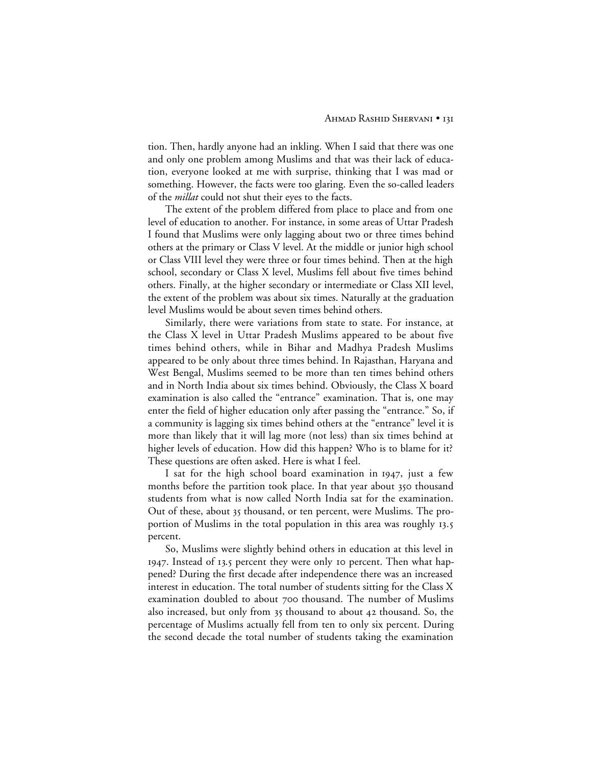tion. Then, hardly anyone had an inkling. When I said that there was one and only one problem among Muslims and that was their lack of education, everyone looked at me with surprise, thinking that I was mad or something. However, the facts were too glaring. Even the so-called leaders of the *millat* could not shut their eyes to the facts.

The extent of the problem differed from place to place and from one level of education to another. For instance, in some areas of Uttar Pradesh I found that Muslims were only lagging about two or three times behind others at the primary or Class V level. At the middle or junior high school or Class VIII level they were three or four times behind. Then at the high school, secondary or Class X level, Muslims fell about five times behind others. Finally, at the higher secondary or intermediate or Class XII level, the extent of the problem was about six times. Naturally at the graduation level Muslims would be about seven times behind others.

Similarly, there were variations from state to state. For instance, at the Class X level in Uttar Pradesh Muslims appeared to be about five times behind others, while in Bihar and Madhya Pradesh Muslims appeared to be only about three times behind. In Rajasthan, Haryana and West Bengal, Muslims seemed to be more than ten times behind others and in North India about six times behind. Obviously, the Class X board examination is also called the "entrance" examination. That is, one may enter the field of higher education only after passing the "entrance." So, if a community is lagging six times behind others at the "entrance" level it is more than likely that it will lag more (not less) than six times behind at higher levels of education. How did this happen? Who is to blame for it? These questions are often asked. Here is what I feel.

I sat for the high school board examination in 1947, just a few months before the partition took place. In that year about 350 thousand students from what is now called North India sat for the examination. Out of these, about 35 thousand, or ten percent, were Muslims. The proportion of Muslims in the total population in this area was roughly 13.5 percent.

So, Muslims were slightly behind others in education at this level in 1947. Instead of 13.5 percent they were only 10 percent. Then what happened? During the first decade after independence there was an increased interest in education. The total number of students sitting for the Class X examination doubled to about 700 thousand. The number of Muslims also increased, but only from 35 thousand to about 42 thousand. So, the percentage of Muslims actually fell from ten to only six percent. During the second decade the total number of students taking the examination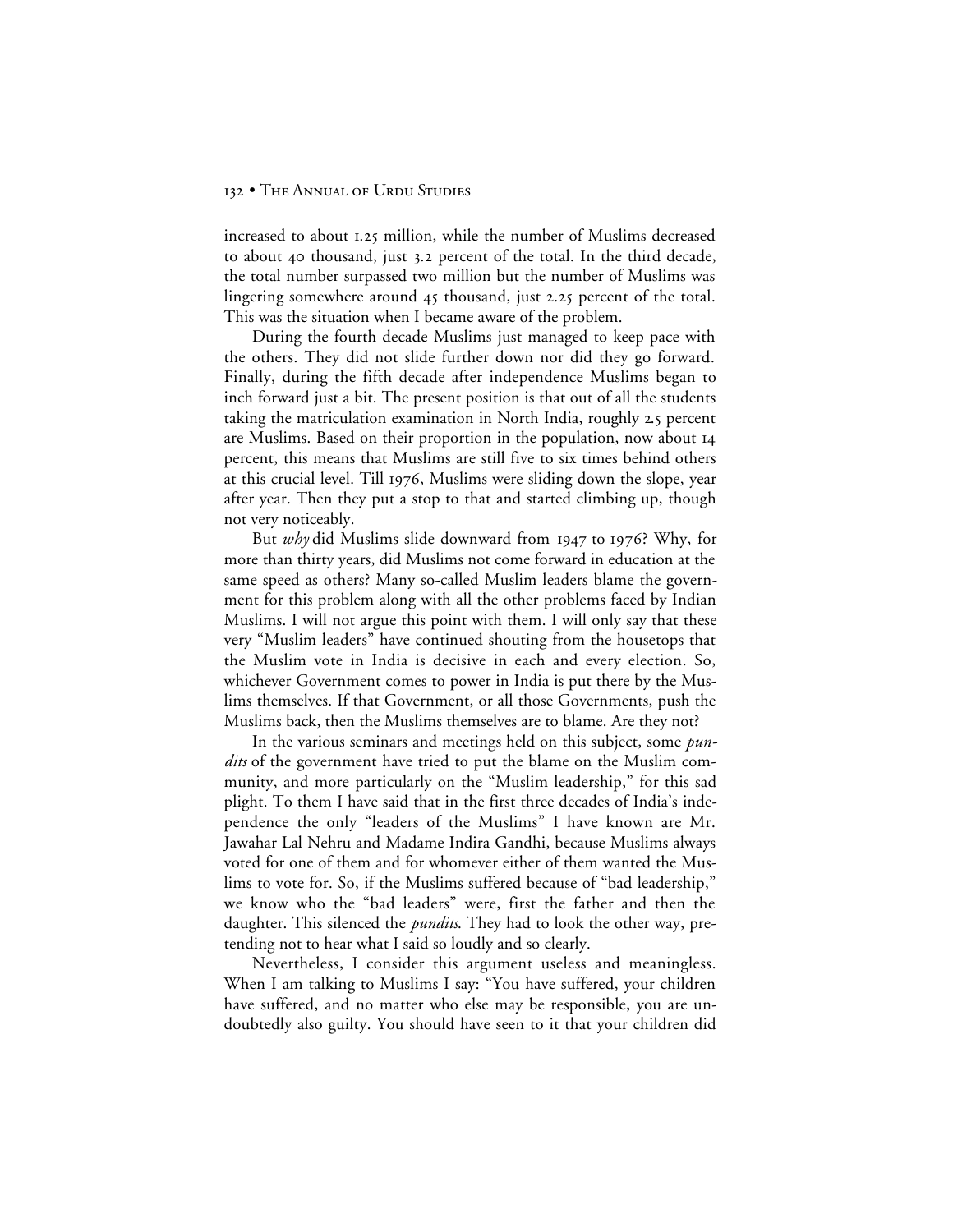increased to about 1.25 million, while the number of Muslims decreased to about 40 thousand, just 3.2 percent of the total. In the third decade, the total number surpassed two million but the number of Muslims was lingering somewhere around 45 thousand, just 2.25 percent of the total. This was the situation when I became aware of the problem.

During the fourth decade Muslims just managed to keep pace with the others. They did not slide further down nor did they go forward. Finally, during the fifth decade after independence Muslims began to inch forward just a bit. The present position is that out of all the students taking the matriculation examination in North India, roughly 2.5 percent are Muslims. Based on their proportion in the population, now about 14 percent, this means that Muslims are still five to six times behind others at this crucial level. Till 1976, Muslims were sliding down the slope, year after year. Then they put a stop to that and started climbing up, though not very noticeably.

But *why* did Muslims slide downward from 1947 to 1976? Why, for more than thirty years, did Muslims not come forward in education at the same speed as others? Many so-called Muslim leaders blame the government for this problem along with all the other problems faced by Indian Muslims. I will not argue this point with them. I will only say that these very "Muslim leaders" have continued shouting from the housetops that the Muslim vote in India is decisive in each and every election. So, whichever Government comes to power in India is put there by the Muslims themselves. If that Government, or all those Governments, push the Muslims back, then the Muslims themselves are to blame. Are they not?

In the various seminars and meetings held on this subject, some *pundits* of the government have tried to put the blame on the Muslim community, and more particularly on the "Muslim leadership," for this sad plight. To them I have said that in the first three decades of India's independence the only "leaders of the Muslims" I have known are Mr. Jawahar Lal Nehru and Madame Indira Gandhi, because Muslims always voted for one of them and for whomever either of them wanted the Muslims to vote for. So, if the Muslims suffered because of "bad leadership," we know who the "bad leaders" were, first the father and then the daughter. This silenced the *pundits*. They had to look the other way, pretending not to hear what I said so loudly and so clearly.

Nevertheless, I consider this argument useless and meaningless. When I am talking to Muslims I say: "You have suffered, your children have suffered, and no matter who else may be responsible, you are undoubtedly also guilty. You should have seen to it that your children did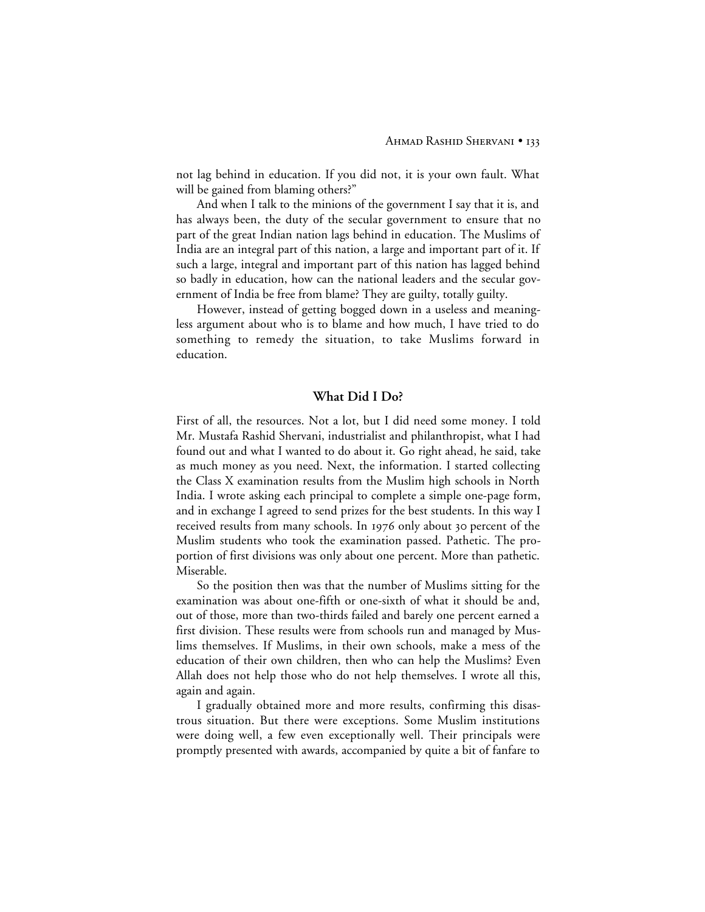not lag behind in education. If you did not, it is your own fault. What will be gained from blaming others?"

And when I talk to the minions of the government I say that it is, and has always been, the duty of the secular government to ensure that no part of the great Indian nation lags behind in education. The Muslims of India are an integral part of this nation, a large and important part of it. If such a large, integral and important part of this nation has lagged behind so badly in education, how can the national leaders and the secular government of India be free from blame? They are guilty, totally guilty.

However, instead of getting bogged down in a useless and meaningless argument about who is to blame and how much, I have tried to do something to remedy the situation, to take Muslims forward in education.

## What Did I Do?

First of all, the resources. Not a lot, but I did need some money. I told Mr. Mustafa Rashid Shervani, industrialist and philanthropist, what I had found out and what I wanted to do about it. Go right ahead, he said, take as much money as you need. Next, the information. I started collecting the Class X examination results from the Muslim high schools in North India. I wrote asking each principal to complete a simple one-page form, and in exchange I agreed to send prizes for the best students. In this way I received results from many schools. In 1976 only about 30 percent of the Muslim students who took the examination passed. Pathetic. The proportion of first divisions was only about one percent. More than pathetic. Miserable.

So the position then was that the number of Muslims sitting for the examination was about one-fifth or one-sixth of what it should be and, out of those, more than two-thirds failed and barely one percent earned a first division. These results were from schools run and managed by Muslims themselves. If Muslims, in their own schools, make a mess of the education of their own children, then who can help the Muslims? Even Allah does not help those who do not help themselves. I wrote all this, again and again.

I gradually obtained more and more results, confirming this disastrous situation. But there were exceptions. Some Muslim institutions were doing well, a few even exceptionally well. Their principals were promptly presented with awards, accompanied by quite a bit of fanfare to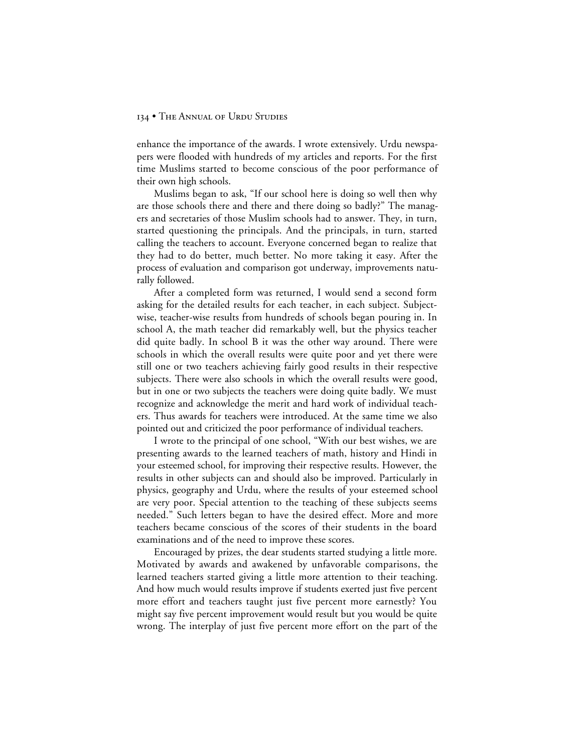enhance the importance of the awards. I wrote extensively. Urdu newspapers were flooded with hundreds of my articles and reports. For the first time Muslims started to become conscious of the poor performance of their own high schools.

Muslims began to ask, "If our school here is doing so well then why are those schools there and there and there doing so badly?" The managers and secretaries of those Muslim schools had to answer. They, in turn, started questioning the principals. And the principals, in turn, started calling the teachers to account. Everyone concerned began to realize that they had to do better, much better. No more taking it easy. After the process of evaluation and comparison got underway, improvements naturally followed.

After a completed form was returned, I would send a second form asking for the detailed results for each teacher, in each subject. Subject-wise, teacher-wise results from hundreds of schools began pouring in. In school A, the math teacher did remarkably well, but the physics teacher did quite badly. In school B it was the other way around. There were schools in which the overall results were quite poor and yet there were still one or two teachers achieving fairly good results in their respective subjects. There were also schools in which the overall results were good, but in one or two subjects the teachers were doing quite badly. We must recognize and acknowledge the merit and hard work of individual teachers. Thus awards for teachers were introduced. At the same time we also pointed out and criticized the poor performance of individual teachers.

I wrote to the principal of one school, "With our best wishes, we are presenting awards to the learned teachers of math, history and Hindi in your esteemed school, for improving their respective results. However, the results in other subjects can and should also be improved. Particularly in physics, geography and Urdu, where the results of your esteemed school are very poor. Special attention to the teaching of these subjects seems needed." Such letters began to have the desired effect. More and more teachers became conscious of the scores of their students in the board examinations and of the need to improve these scores.

Encouraged by prizes, the dear students started studying a little more. Motivated by awards and awakened by unfavorable comparisons, the learned teachers started giving a little more attention to their teaching. And how much would results improve if students exerted just five percent more effort and teachers taught just five percent more earnestly? You might say five percent improvement would result but you would be quite wrong. The interplay of just five percent more effort on the part of the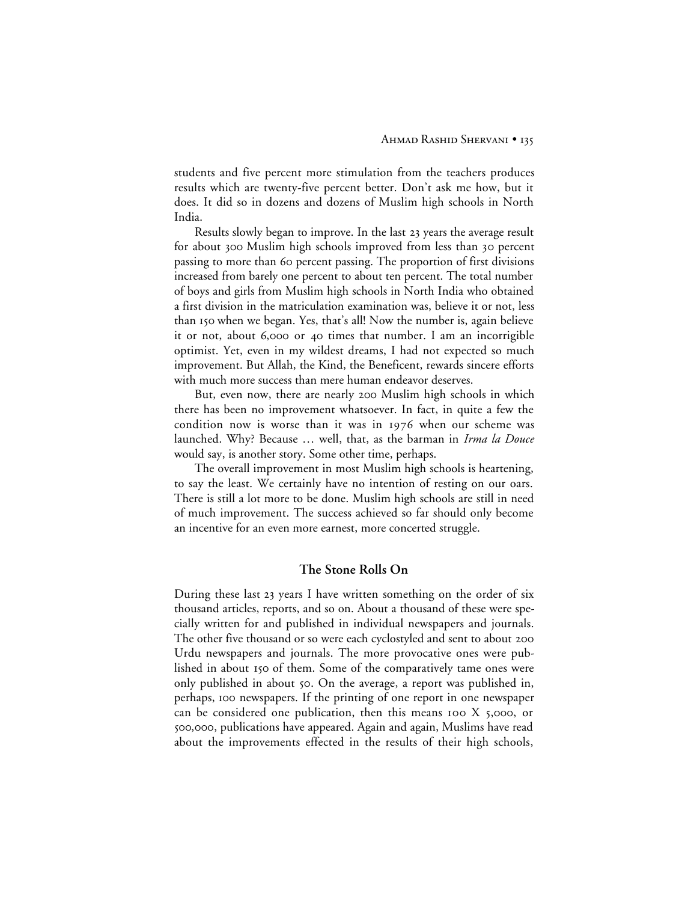students and five percent more stimulation from the teachers produces results which are twenty-five percent better. Don't ask me how, but it does. It did so in dozens and dozens of Muslim high schools in North India.

Results slowly began to improve. In the last 23 years the average result for about 300 Muslim high schools improved from less than 30 percent passing to more than 60 percent passing. The proportion of first divisions increased from barely one percent to about ten percent. The total number of boys and girls from Muslim high schools in North India who obtained a first division in the matriculation examination was, believe it or not, less than 150 when we began. Yes, that's all! Now the number is, again believe it or not, about 6,000 or 40 times that number. I am an incorrigible optimist. Yet, even in my wildest dreams, I had not expected so much improvement. But Allah, the Kind, the Beneficent, rewards sincere efforts with much more success than mere human endeavor deserves.

But, even now, there are nearly 200 Muslim high schools in which there has been no improvement whatsoever. In fact, in quite a few the condition now is worse than it was in 1976 when our scheme was launched. Why? Because … well, that, as the barman in *Irma la Douce* would say, is another story. Some other time, perhaps.

The overall improvement in most Muslim high schools is heartening, to say the least. We certainly have no intention of resting on our oars. There is still a lot more to be done. Muslim high schools are still in need of much improvement. The success achieved so far should only become an incentive for an even more earnest, more concerted struggle.

## The Stone Rolls On

During these last 23 years I have written something on the order of six thousand articles, reports, and so on. About a thousand of these were specially written for and published in individual newspapers and journals. The other five thousand or so were each cyclostyled and sent to about 200 Urdu newspapers and journals. The more provocative ones were published in about 150 of them. Some of the comparatively tame ones were only published in about 50. On the average, a report was published in, perhaps, 100 newspapers. If the printing of one report in one newspaper can be considered one publication, then this means 100 X 5,000, or 500,000, publications have appeared. Again and again, Muslims have read about the improvements effected in the results of their high schools,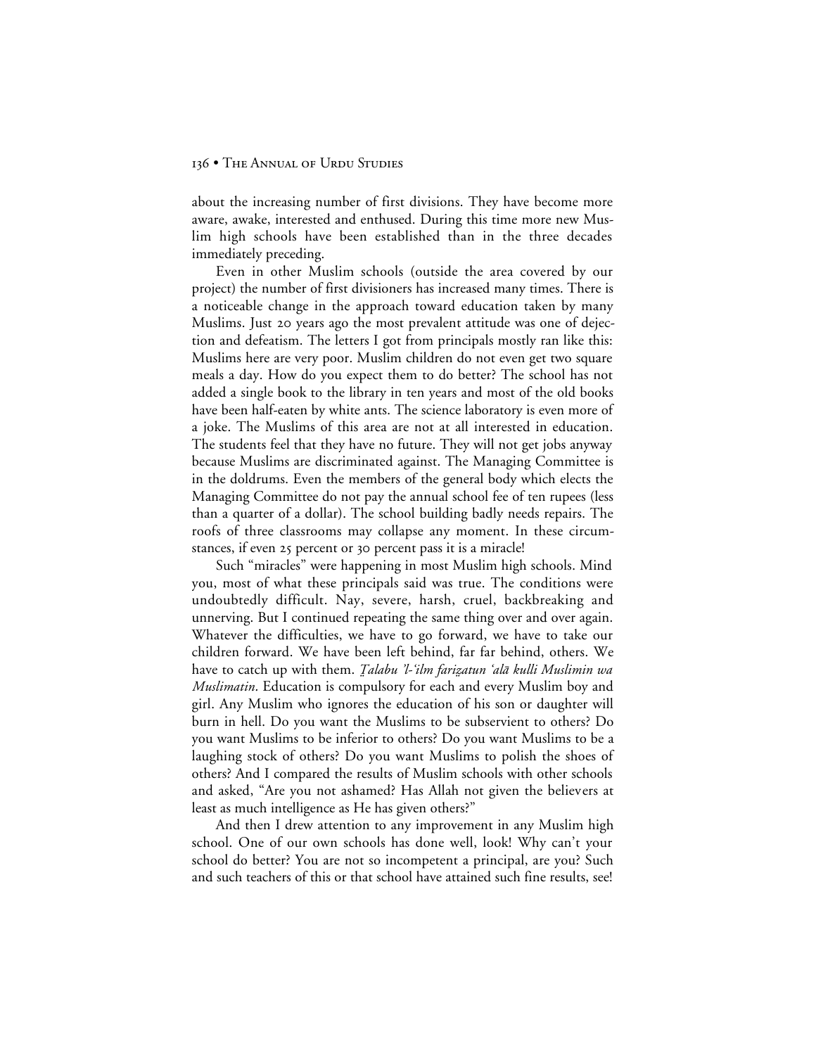about the increasing number of first divisions. They have become more aware, awake, interested and enthused. During this time more new Muslim high schools have been established than in the three decades immediately preceding.

Even in other Muslim schools (outside the area covered by our project) the number of first divisioners has increased many times. There is a noticeable change in the approach toward education taken by many Muslims. Just 20 years ago the most prevalent attitude was one of dejection and defeatism. The letters I got from principals mostly ran like this: Muslims here are very poor. Muslim children do not even get two square meals a day. How do you expect them to do better? The school has not added a single book to the library in ten years and most of the old books have been half-eaten by white ants. The science laboratory is even more of a joke. The Muslims of this area are not at all interested in education. The students feel that they have no future. They will not get jobs anyway because Muslims are discriminated against. The Managing Committee is in the doldrums. Even the members of the general body which elects the Managing Committee do not pay the annual school fee of ten rupees (less than a quarter of a dollar). The school building badly needs repairs. The roofs of three classrooms may collapse any moment. In these circumstances, if even 25 percent or 30 percent pass it is a miracle!

Such "miracles" were happening in most Muslim high schools. Mind you, most of what these principals said was true. The conditions were undoubtedly difficult. Nay, severe, harsh, cruel, backbreaking and unnerving. But I continued repeating the same thing over and over again. Whatever the difficulties, we have to go forward, we have to take our children forward. We have been left behind, far far behind, others. We have to catch up with them. *Ṭalabu 'l-'ilm farīẓatun 'alā kulli Muslimin wa Muslimatin*. Education is compulsory for each and every Muslim boy and girl. Any Muslim who ignores the education of his son or daughter will burn in hell. Do you want the Muslims to be subservient to others? Do you want Muslims to be inferior to others? Do you want Muslims to be a laughing stock of others? Do you want Muslims to polish the shoes of others? And I compared the results of Muslim schools with other schools and asked, "Are you not ashamed? Has Allah not given the believers at least as much intelligence as He has given others?"

And then I drew attention to any improvement in any Muslim high school. One of our own schools has done well, look! Why can't your school do better? You are not so incompetent a principal, are you? Such and such teachers of this or that school have attained such fine results, see!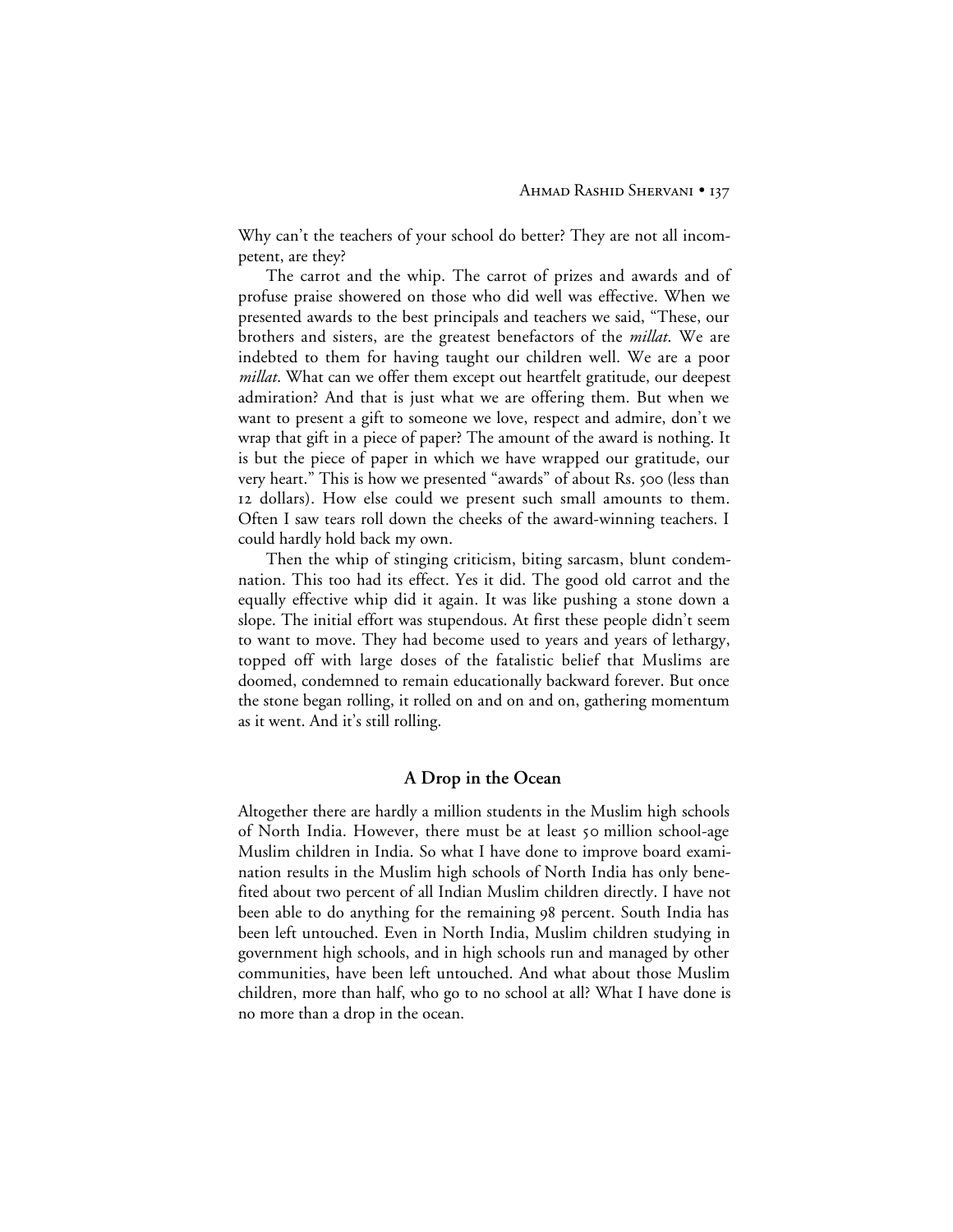Why can't the teachers of your school do better? They are not all incompetent, are they?

The carrot and the whip. The carrot of prizes and awards and of profuse praise showered on those who did well was effective. When we presented awards to the best principals and teachers we said, "These, our brothers and sisters, are the greatest benefactors of the *millat*. We are indebted to them for having taught our children well. We are a poor *millat*. What can we offer them except out heartfelt gratitude, our deepest admiration? And that is just what we are offering them. But when we want to present a gift to someone we love, respect and admire, don't we wrap that gift in a piece of paper? The amount of the award is nothing. It is but the piece of paper in which we have wrapped our gratitude, our very heart." This is how we presented "awards" of about Rs. 500 (less than 12 dollars). How else could we present such small amounts to them. Often I saw tears roll down the cheeks of the award-winning teachers. I could hardly hold back my own.

Then the whip of stinging criticism, biting sarcasm, blunt condemnation. This too had its effect. Yes it did. The good old carrot and the equally effective whip did it again. It was like pushing a stone down a slope. The initial effort was stupendous. At first these people didn't seem to want to move. They had become used to years and years of lethargy, topped off with large doses of the fatalistic belief that Muslims are doomed, condemned to remain educationally backward forever. But once the stone began rolling, it rolled on and on and on, gathering momentum as it went. And it's still rolling.

## A Drop in the Ocean

Altogether there are hardly a million students in the Muslim high schools of North India. However, there must be at least 50 million school-age Muslim children in India. So what I have done to improve board examination results in the Muslim high schools of North India has only benefited about two percent of all Indian Muslim children directly. I have not been able to do anything for the remaining 98 percent. South India has been left untouched. Even in North India, Muslim children studying in government high schools, and in high schools run and managed by other communities, have been left untouched. And what about those Muslim children, more than half, who go to no school at all? What I have done is no more than a drop in the ocean.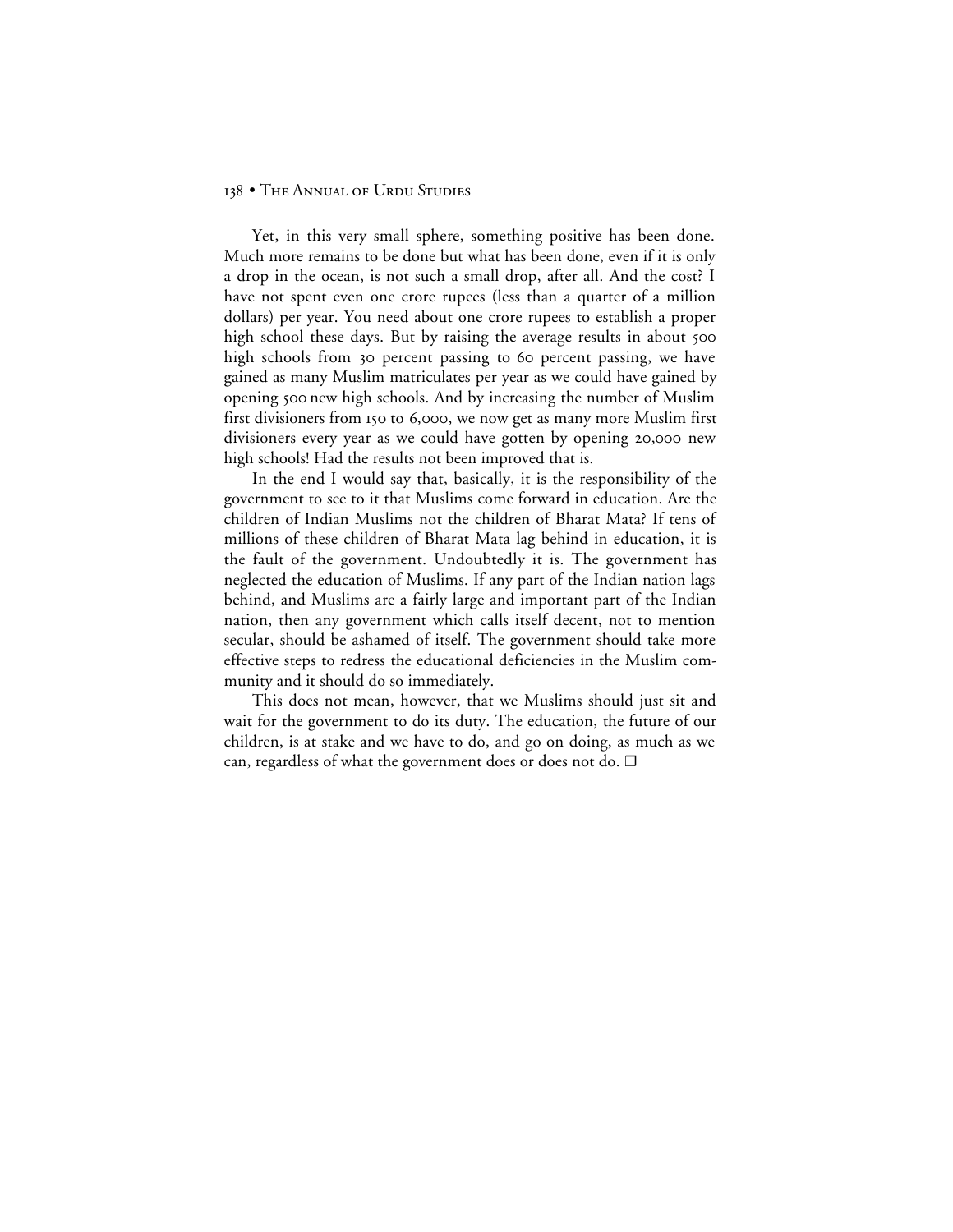Yet, in this very small sphere, something positive has been done. Much more remains to be done but what has been done, even if it is only a drop in the ocean, is not such a small drop, after all. And the cost? I have not spent even one crore rupees (less than a quarter of a million dollars) per year. You need about one crore rupees to establish a proper high school these days. But by raising the average results in about 500 high schools from 30 percent passing to 60 percent passing, we have gained as many Muslim matriculates per year as we could have gained by opening 500 new high schools. And by increasing the number of Muslim first divisioners from 150 to 6,000, we now get as many more Muslim first divisioners every year as we could have gotten by opening 20,000 new high schools! Had the results not been improved that is.

In the end I would say that, basically, it is the responsibility of the government to see to it that Muslims come forward in education. Are the children of Indian Muslims not the children of Bharat Mata? If tens of millions of these children of Bharat Mata lag behind in education, it is the fault of the government. Undoubtedly it is. The government has neglected the education of Muslims. If any part of the Indian nation lags behind, and Muslims are a fairly large and important part of the Indian nation, then any government which calls itself decent, not to mention secular, should be ashamed of itself. The government should take more effective steps to redress the educational deficiencies in the Muslim community and it should do so immediately.

This does not mean, however, that we Muslims should just sit and wait for the government to do its duty. The education, the future of our children, is at stake and we have to do, and go on doing, as much as we can, regardless of what the government does or does not do. ❐